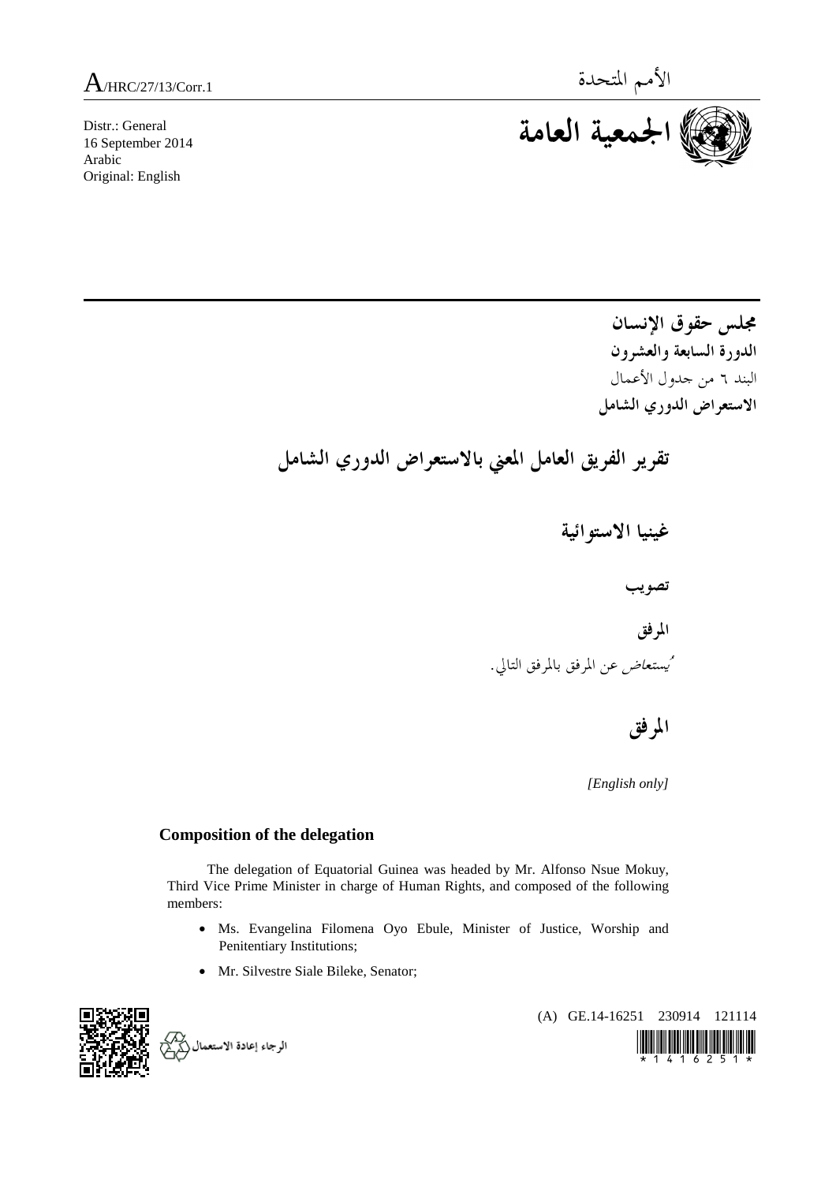A/HRC/27/13/Corr.1

الأمم المتحدة

**الجمعية العامة**

Distr.: General
16 September 2014
Arabic
Original: English

**مجلس حقوق الإنسان**
**الدورة السابعة والعشرون**
البند ٦ من جدول الأعمال
**الاستعراض الدوري الشامل**

# تقرير الفريق العامل المعني بالاستعراض الدوري الشامل

## غينيا الاستوائية

### تصويب

### المرفق

*يُستعاض* عن المرفق بالمرفق التالي.

## المرفق

*[English only]*

### Composition of the delegation

The delegation of Equatorial Guinea was headed by Mr. Alfonso Nsue Mokuy, Third Vice Prime Minister in charge of Human Rights, and composed of the following members:

- Ms. Evangelina Filomena Oyo Ebule, Minister of Justice, Worship and Penitentiary Institutions;
- Mr. Silvestre Siale Bileke, Senator;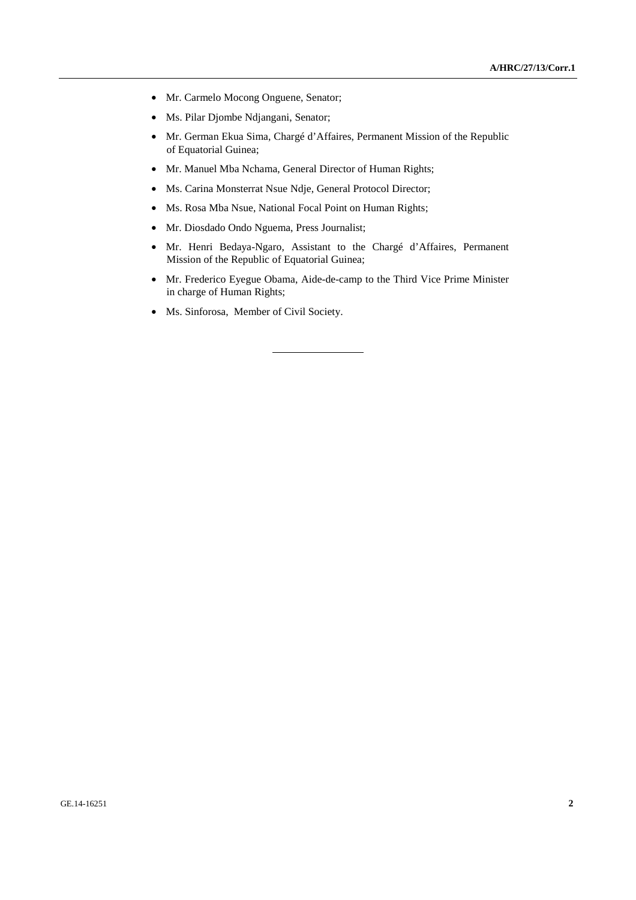- Mr. Carmelo Mocong Onguene, Senator;
- Ms. Pilar Djombe Ndjangani, Senator;
- Mr. German Ekua Sima, Chargé d'Affaires, Permanent Mission of the Republic of Equatorial Guinea;
- Mr. Manuel Mba Nchama, General Director of Human Rights;
- Ms. Carina Monsterrat Nsue Ndje, General Protocol Director;
- Ms. Rosa Mba Nsue, National Focal Point on Human Rights;
- Mr. Diosdado Ondo Nguema, Press Journalist;
- Mr. Henri Bedaya-Ngaro, Assistant to the Chargé d'Affaires, Permanent Mission of the Republic of Equatorial Guinea;
- Mr. Frederico Eyegue Obama, Aide-de-camp to the Third Vice Prime Minister in charge of Human Rights;
- Ms. Sinforosa, Member of Civil Society.